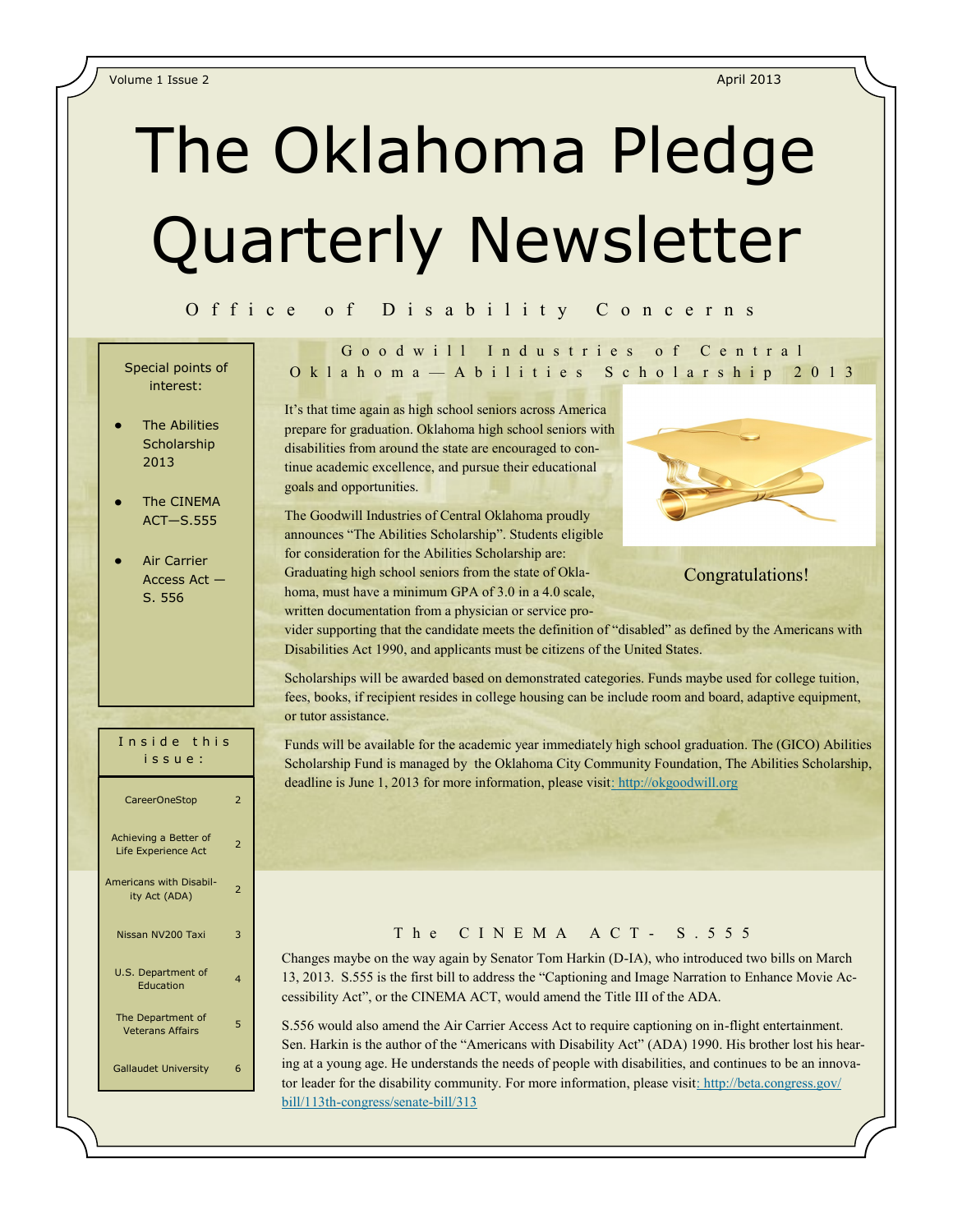# The Oklahoma Pledge Quarterly Newsletter

Office of Disability Concerns

Special points of interest:

- The Abilities Scholarship 2013
- The CINEMA ACT—S.555
- Air Carrier Access Act — S. 556

Inside this issue:

| | |
|---|---|
| CareerOneStop | 2 |
| Achieving a Better of Life Experience Act | 2 |
| Americans with Disability Act (ADA) | 2 |
| Nissan NV200 Taxi | 3 |
| U.S. Department of Education | 4 |
| The Department of Veterans Affairs | 5 |
| Gallaudet University | 6 |

## Goodwill Industries of Central Oklahoma — Abilities Scholarship 2013

It's that time again as high school seniors across America prepare for graduation. Oklahoma high school seniors with disabilities from around the state are encouraged to continue academic excellence, and pursue their educational goals and opportunities.

The Goodwill Industries of Central Oklahoma proudly announces "The Abilities Scholarship". Students eligible for consideration for the Abilities Scholarship are: Graduating high school seniors from the state of Oklahoma, must have a minimum GPA of 3.0 in a 4.0 scale, written documentation from a physician or service provider supporting that the candidate meets the definition of "disabled" as defined by the Americans with Disabilities Act 1990, and applicants must be citizens of the United States.

Congratulations!

Scholarships will be awarded based on demonstrated categories. Funds maybe used for college tuition, fees, books, if recipient resides in college housing can be include room and board, adaptive equipment, or tutor assistance.

Funds will be available for the academic year immediately high school graduation. The (GICO) Abilities Scholarship Fund is managed by the Oklahoma City Community Foundation, The Abilities Scholarship, deadline is June 1, 2013 for more information, please visit: http://okgoodwill.org

## The CINEMA ACT - S.555

Changes maybe on the way again by Senator Tom Harkin (D-IA), who introduced two bills on March 13, 2013. S.555 is the first bill to address the "Captioning and Image Narration to Enhance Movie Accessibility Act", or the CINEMA ACT, would amend the Title III of the ADA.

S.556 would also amend the Air Carrier Access Act to require captioning on in-flight entertainment. Sen. Harkin is the author of the "Americans with Disability Act" (ADA) 1990. His brother lost his hearing at a young age. He understands the needs of people with disabilities, and continues to be an innovator leader for the disability community. For more information, please visit: http://beta.congress.gov/bill/113th-congress/senate-bill/313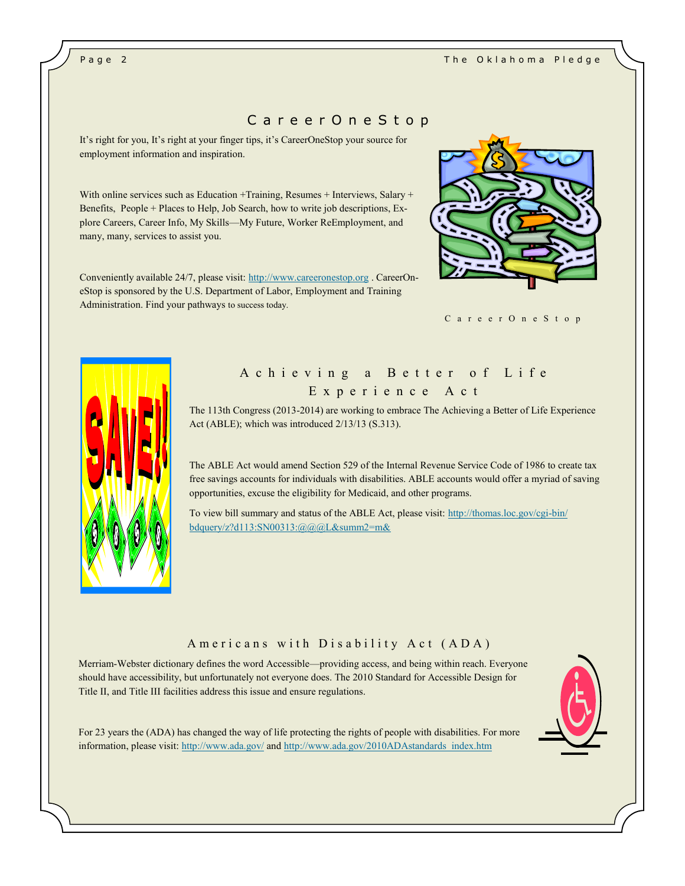## CareerOneStop

It's right for you, It's right at your finger tips, it's CareerOneStop your source for employment information and inspiration.

With online services such as Education +Training, Resumes + Interviews, Salary + Benefits, People + Places to Help, Job Search, how to write job descriptions, Explore Careers, Career Info, My Skills—My Future, Worker ReEmployment, and many, many, services to assist you.

Conveniently available 24/7, please visit: http://www.careeronestop.org . CareerOneStop is sponsored by the U.S. Department of Labor, Employment and Training Administration. Find your pathways to success today.

CareerOneStop

## Achieving a Better of Life Experience Act

The 113th Congress (2013-2014) are working to embrace The Achieving a Better of Life Experience Act (ABLE); which was introduced 2/13/13 (S.313).

The ABLE Act would amend Section 529 of the Internal Revenue Service Code of 1986 to create tax free savings accounts for individuals with disabilities. ABLE accounts would offer a myriad of saving opportunities, excuse the eligibility for Medicaid, and other programs.

To view bill summary and status of the ABLE Act, please visit: http://thomas.loc.gov/cgi-bin/bdquery/z?d113:SN00313:@@@L&summ2=m&

## Americans with Disability Act (ADA)

Merriam-Webster dictionary defines the word Accessible—providing access, and being within reach. Everyone should have accessibility, but unfortunately not everyone does. The 2010 Standard for Accessible Design for Title II, and Title III facilities address this issue and ensure regulations.

For 23 years the (ADA) has changed the way of life protecting the rights of people with disabilities. For more information, please visit: http://www.ada.gov/ and http://www.ada.gov/2010ADAstandards_index.htm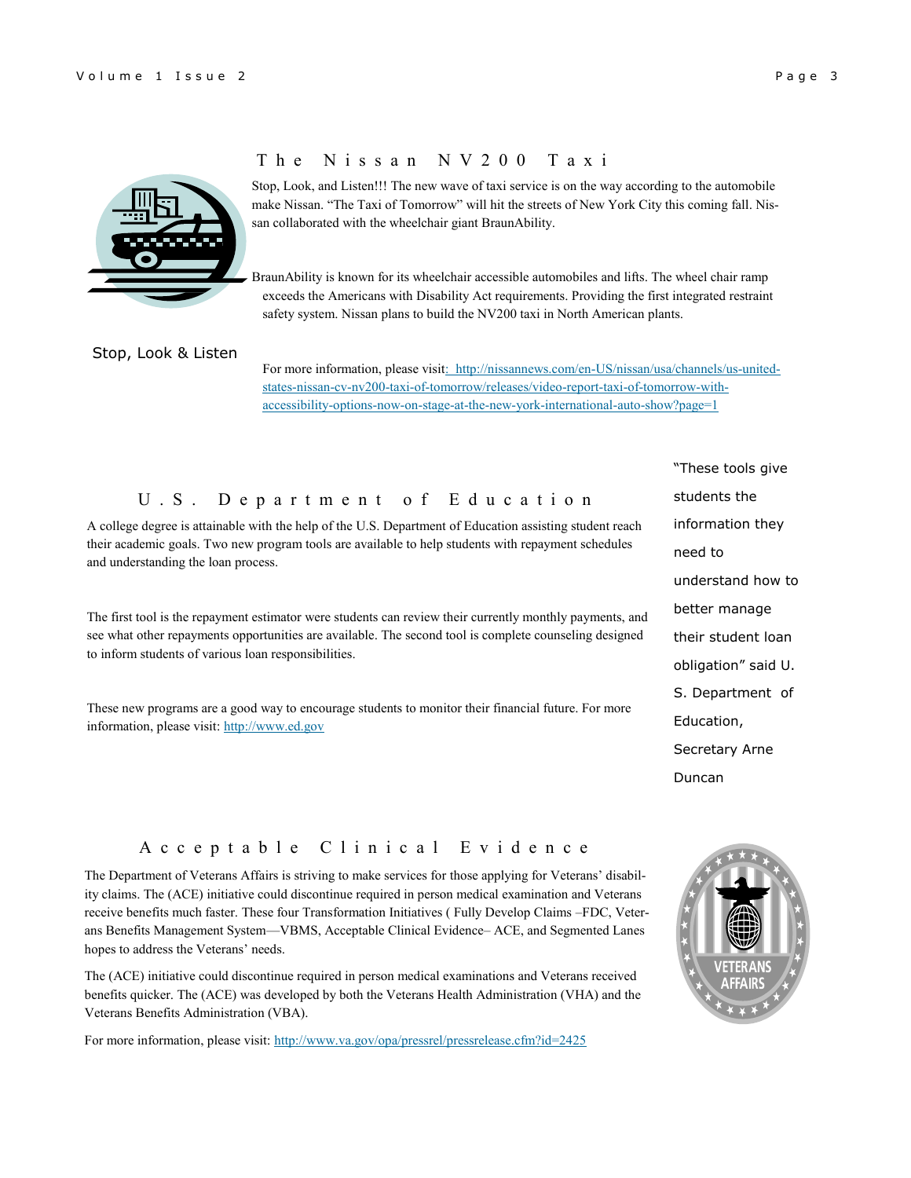## The Nissan NV200 Taxi

Stop, Look, and Listen!!! The new wave of taxi service is on the way according to the automobile make Nissan. "The Taxi of Tomorrow" will hit the streets of New York City this coming fall. Nissan collaborated with the wheelchair giant BraunAbility.

BraunAbility is known for its wheelchair accessible automobiles and lifts. The wheel chair ramp exceeds the Americans with Disability Act requirements. Providing the first integrated restraint safety system. Nissan plans to build the NV200 taxi in North American plants.

Stop, Look & Listen

For more information, please visit: http://nissannews.com/en-US/nissan/usa/channels/us-united-states-nissan-cv-nv200-taxi-of-tomorrow/releases/video-report-taxi-of-tomorrow-with-accessibility-options-now-on-stage-at-the-new-york-international-auto-show?page=1

## U.S. Department of Education

A college degree is attainable with the help of the U.S. Department of Education assisting student reach their academic goals. Two new program tools are available to help students with repayment schedules and understanding the loan process.

The first tool is the repayment estimator were students can review their currently monthly payments, and see what other repayments opportunities are available. The second tool is complete counseling designed to inform students of various loan responsibilities.

These new programs are a good way to encourage students to monitor their financial future. For more information, please visit: http://www.ed.gov

"These tools give students the information they need to understand how to better manage their student loan obligation" said U. S. Department of Education, Secretary Arne Duncan

## Acceptable Clinical Evidence

The Department of Veterans Affairs is striving to make services for those applying for Veterans' disability claims. The (ACE) initiative could discontinue required in person medical examination and Veterans receive benefits much faster. These four Transformation Initiatives ( Fully Develop Claims –FDC, Veterans Benefits Management System—VBMS, Acceptable Clinical Evidence– ACE, and Segmented Lanes hopes to address the Veterans' needs.

The (ACE) initiative could discontinue required in person medical examinations and Veterans received benefits quicker. The (ACE) was developed by both the Veterans Health Administration (VHA) and the Veterans Benefits Administration (VBA).

For more information, please visit: http://www.va.gov/opa/pressrel/pressrelease.cfm?id=2425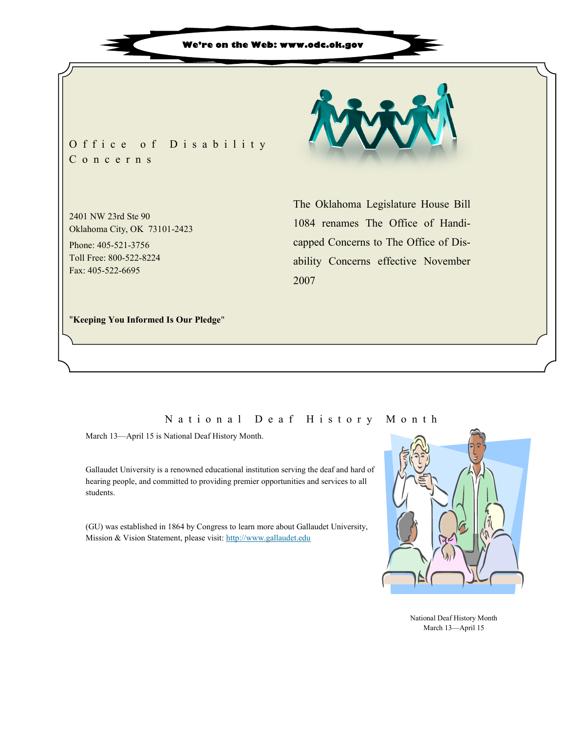We're on the Web: www.odc.ok.gov

# Office of Disability Concerns

2401 NW 23rd Ste 90
Oklahoma City, OK 73101-2423

Phone: 405-521-3756
Toll Free: 800-522-8224
Fax: 405-522-6695

The Oklahoma Legislature House Bill 1084 renames The Office of Handicapped Concerns to The Office of Disability Concerns effective November 2007

**"Keeping You Informed Is Our Pledge"**

## National Deaf History Month

March 13—April 15 is National Deaf History Month.

Gallaudet University is a renowned educational institution serving the deaf and hard of hearing people, and committed to providing premier opportunities and services to all students.

(GU) was established in 1864 by Congress to learn more about Gallaudet University, Mission & Vision Statement, please visit: http://www.gallaudet.edu

National Deaf History Month
March 13—April 15